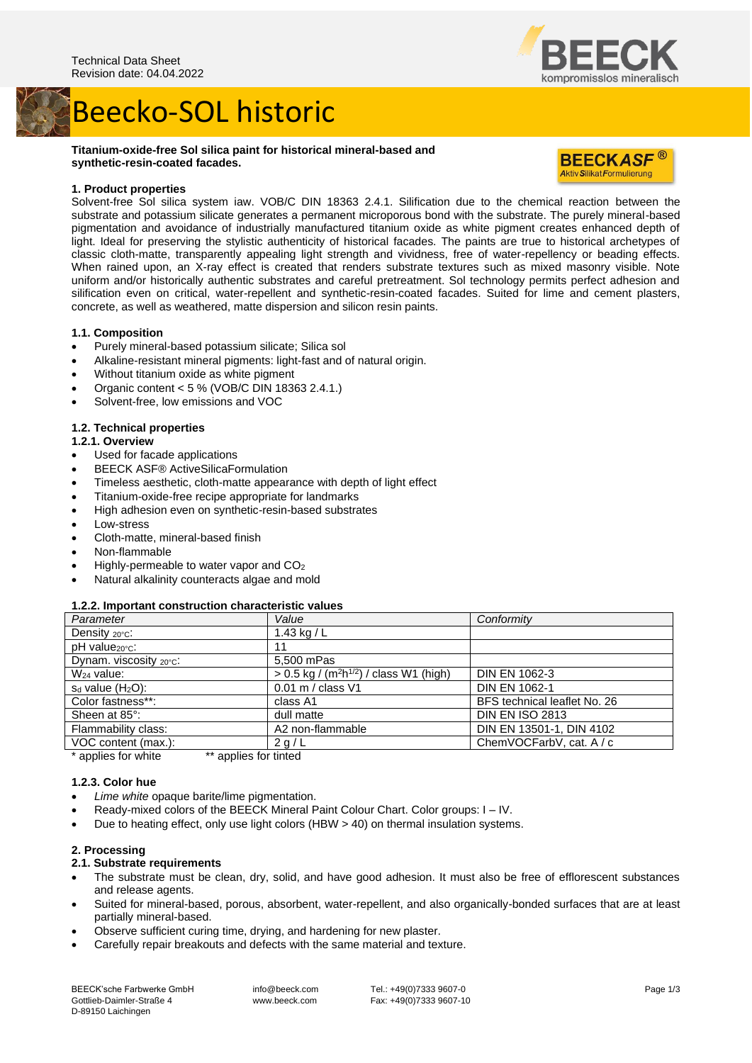Technical Data Sheet
Revision date: 04.04.2022

BEECK
kompromisslos mineralisch

# Beecko-SOL historic

**Titanium-oxide-free Sol silica paint for historical mineral-based and synthetic-resin-coated facades.**

BEECK ASF®
Aktiv Silikat Formulierung

### 1. Product properties

Solvent-free Sol silica system iaw. VOB/C DIN 18363 2.4.1. Silification due to the chemical reaction between the substrate and potassium silicate generates a permanent microporous bond with the substrate. The purely mineral-based pigmentation and avoidance of industrially manufactured titanium oxide as white pigment creates enhanced depth of light. Ideal for preserving the stylistic authenticity of historical facades. The paints are true to historical archetypes of classic cloth-matte, transparently appealing light strength and vividness, free of water-repellency or beading effects. When rained upon, an X-ray effect is created that renders substrate textures such as mixed masonry visible. Note uniform and/or historically authentic substrates and careful pretreatment. Sol technology permits perfect adhesion and silification even on critical, water-repellent and synthetic-resin-coated facades. Suited for lime and cement plasters, concrete, as well as weathered, matte dispersion and silicon resin paints.

### 1.1. Composition

- Purely mineral-based potassium silicate; Silica sol
- Alkaline-resistant mineral pigments: light-fast and of natural origin.
- Without titanium oxide as white pigment
- Organic content < 5 % (VOB/C DIN 18363 2.4.1.)
- Solvent-free, low emissions and VOC

### 1.2. Technical properties

#### 1.2.1. Overview

- Used for facade applications
- BEECK ASF® ActiveSilicaFormulation
- Timeless aesthetic, cloth-matte appearance with depth of light effect
- Titanium-oxide-free recipe appropriate for landmarks
- High adhesion even on synthetic-resin-based substrates
- Low-stress
- Cloth-matte, mineral-based finish
- Non-flammable
- Highly-permeable to water vapor and $CO_2$
- Natural alkalinity counteracts algae and mold

#### 1.2.2. Important construction characteristic values

| Parameter | Value | Conformity |
|---|---|---|
| Density $_{20°C}$: | 1.43 kg / L | |
| pH value$_{20°C}$: | 11 | |
| Dynam. viscosity $_{20°C}$: | 5,500 mPas | |
| $W_{24}$ value: | > 0.5 kg / ($m^2h^{1/2}$) / class W1 (high) | DIN EN 1062-3 |
| $s_d$ value ($H_2O$): | 0.01 m / class V1 | DIN EN 1062-1 |
| Color fastness**: | class A1 | BFS technical leaflet No. 26 |
| Sheen at 85°: | dull matte | DIN EN ISO 2813 |
| Flammability class: | A2 non-flammable | DIN EN 13501-1, DIN 4102 |
| VOC content (max.): | 2 g / L | ChemVOCFarbV, cat. A / c |

\* applies for white  ** applies for tinted

#### 1.2.3. Color hue

- *Lime white* opaque barite/lime pigmentation.
- Ready-mixed colors of the BEECK Mineral Paint Colour Chart. Color groups: I – IV.
- Due to heating effect, only use light colors (HBW > 40) on thermal insulation systems.

### 2. Processing

#### 2.1. Substrate requirements

- The substrate must be clean, dry, solid, and have good adhesion. It must also be free of efflorescent substances and release agents.
- Suited for mineral-based, porous, absorbent, water-repellent, and also organically-bonded surfaces that are at least partially mineral-based.
- Observe sufficient curing time, drying, and hardening for new plaster.
- Carefully repair breakouts and defects with the same material and texture.

BEECK'sche Farbwerke GmbH
Gottlieb-Daimler-Straße 4
D-89150 Laichingen

info@beeck.com
www.beeck.com

Tel.: +49(0)7333 9607-0
Fax: +49(0)7333 9607-10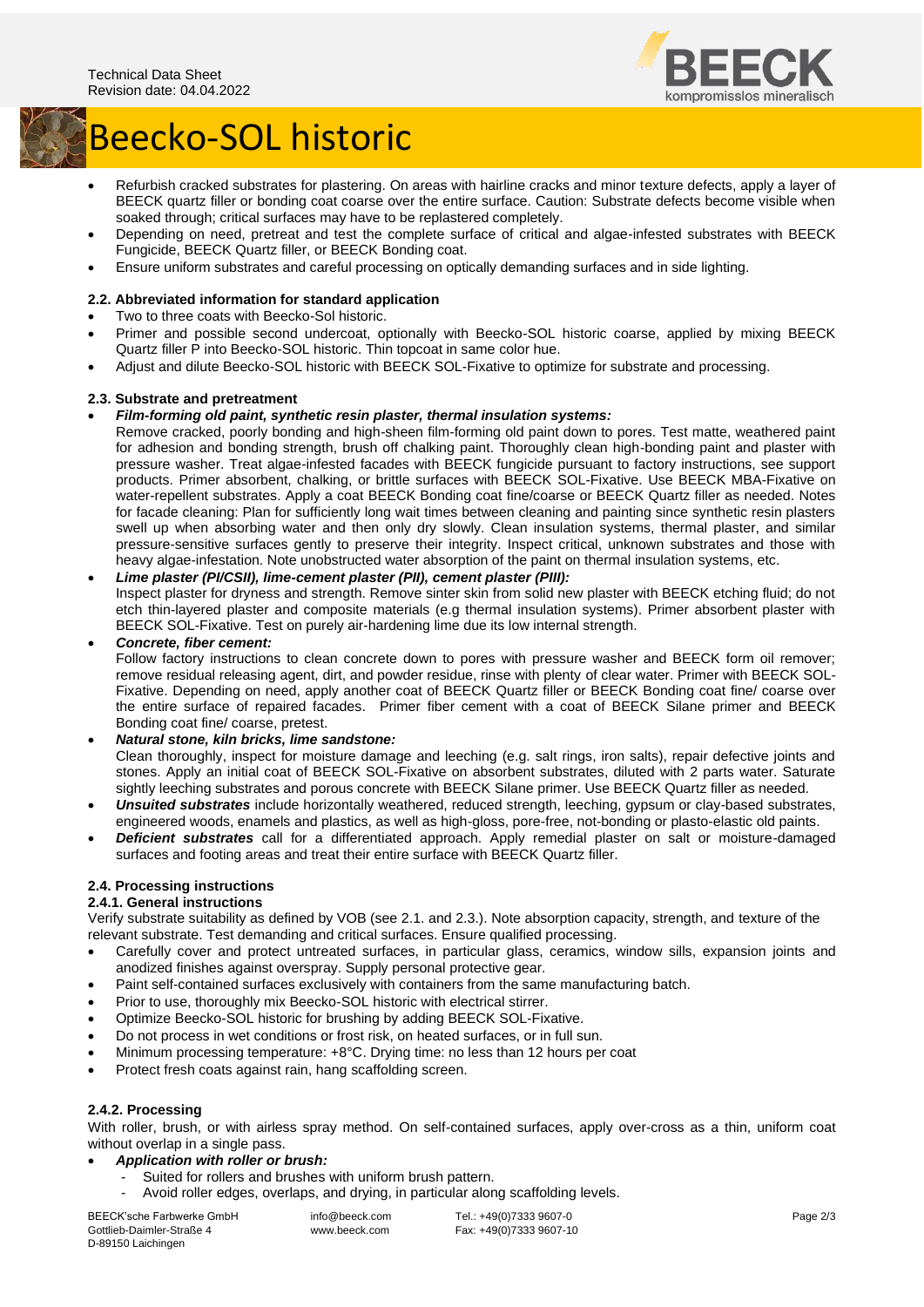- Refurbish cracked substrates for plastering. On areas with hairline cracks and minor texture defects, apply a layer of BEECK quartz filler or bonding coat coarse over the entire surface. Caution: Substrate defects become visible when soaked through; critical surfaces may have to be replastered completely.
- Depending on need, pretreat and test the complete surface of critical and algae-infested substrates with BEECK Fungicide, BEECK Quartz filler, or BEECK Bonding coat.
- Ensure uniform substrates and careful processing on optically demanding surfaces and in side lighting.

### 2.2. Abbreviated information for standard application

- Two to three coats with Beecko-Sol historic.
- Primer and possible second undercoat, optionally with Beecko-SOL historic coarse, applied by mixing BEECK Quartz filler P into Beecko-SOL historic. Thin topcoat in same color hue.
- Adjust and dilute Beecko-SOL historic with BEECK SOL-Fixative to optimize for substrate and processing.

### 2.3. Substrate and pretreatment

- ***Film-forming old paint, synthetic resin plaster, thermal insulation systems:***
  Remove cracked, poorly bonding and high-sheen film-forming old paint down to pores. Test matte, weathered paint for adhesion and bonding strength, brush off chalking paint. Thoroughly clean high-bonding paint and plaster with pressure washer. Treat algae-infested facades with BEECK fungicide pursuant to factory instructions, see support products. Primer absorbent, chalking, or brittle surfaces with BEECK SOL-Fixative. Use BEECK MBA-Fixative on water-repellent substrates. Apply a coat BEECK Bonding coat fine/coarse or BEECK Quartz filler as needed. Notes for facade cleaning: Plan for sufficiently long wait times between cleaning and painting since synthetic resin plasters swell up when absorbing water and then only dry slowly. Clean insulation systems, thermal plaster, and similar pressure-sensitive surfaces gently to preserve their integrity. Inspect critical, unknown substrates and those with heavy algae-infestation. Note unobstructed water absorption of the paint on thermal insulation systems, etc.
- ***Lime plaster (PI/CSII), lime-cement plaster (PII), cement plaster (PIII):***
  Inspect plaster for dryness and strength. Remove sinter skin from solid new plaster with BEECK etching fluid; do not etch thin-layered plaster and composite materials (e.g thermal insulation systems). Primer absorbent plaster with BEECK SOL-Fixative. Test on purely air-hardening lime due its low internal strength.
- ***Concrete, fiber cement:***
  Follow factory instructions to clean concrete down to pores with pressure washer and BEECK form oil remover; remove residual releasing agent, dirt, and powder residue, rinse with plenty of clear water. Primer with BEECK SOL-Fixative. Depending on need, apply another coat of BEECK Quartz filler or BEECK Bonding coat fine/ coarse over the entire surface of repaired facades. Primer fiber cement with a coat of BEECK Silane primer and BEECK Bonding coat fine/ coarse, pretest.
- ***Natural stone, kiln bricks, lime sandstone:***
  Clean thoroughly, inspect for moisture damage and leeching (e.g. salt rings, iron salts), repair defective joints and stones. Apply an initial coat of BEECK SOL-Fixative on absorbent substrates, diluted with 2 parts water. Saturate sightly leeching substrates and porous concrete with BEECK Silane primer. Use BEECK Quartz filler as needed.
- ***Unsuited substrates*** include horizontally weathered, reduced strength, leeching, gypsum or clay-based substrates, engineered woods, enamels and plastics, as well as high-gloss, pore-free, not-bonding or plasto-elastic old paints.
- ***Deficient substrates*** call for a differentiated approach. Apply remedial plaster on salt or moisture-damaged surfaces and footing areas and treat their entire surface with BEECK Quartz filler.

### 2.4. Processing instructions

#### 2.4.1. General instructions

Verify substrate suitability as defined by VOB (see 2.1. and 2.3.). Note absorption capacity, strength, and texture of the relevant substrate. Test demanding and critical surfaces. Ensure qualified processing.

- Carefully cover and protect untreated surfaces, in particular glass, ceramics, window sills, expansion joints and anodized finishes against overspray. Supply personal protective gear.
- Paint self-contained surfaces exclusively with containers from the same manufacturing batch.
- Prior to use, thoroughly mix Beecko-SOL historic with electrical stirrer.
- Optimize Beecko-SOL historic for brushing by adding BEECK SOL-Fixative.
- Do not process in wet conditions or frost risk, on heated surfaces, or in full sun.
- Minimum processing temperature: +8°C. Drying time: no less than 12 hours per coat
- Protect fresh coats against rain, hang scaffolding screen.

#### 2.4.2. Processing

With roller, brush, or with airless spray method. On self-contained surfaces, apply over-cross as a thin, uniform coat without overlap in a single pass.

- ***Application with roller or brush:***
  - Suited for rollers and brushes with uniform brush pattern.
  - Avoid roller edges, overlaps, and drying, in particular along scaffolding levels.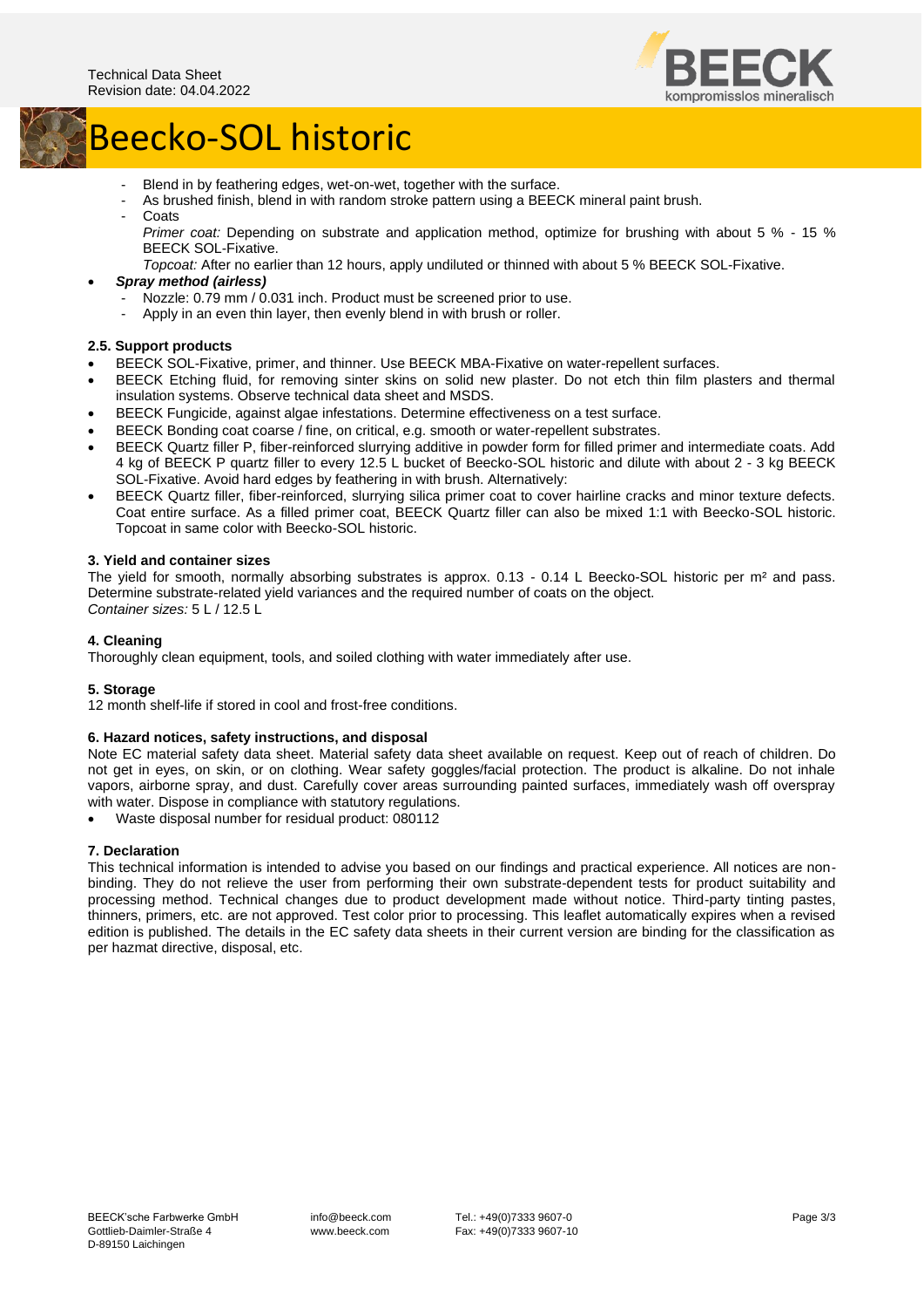- Blend in by feathering edges, wet-on-wet, together with the surface.
- As brushed finish, blend in with random stroke pattern using a BEECK mineral paint brush.
- Coats

  *Primer coat:* Depending on substrate and application method, optimize for brushing with about 5 % - 15 % BEECK SOL-Fixative.

  *Topcoat:* After no earlier than 12 hours, apply undiluted or thinned with about 5 % BEECK SOL-Fixative.

- ***Spray method (airless)***
  - Nozzle: 0.79 mm / 0.031 inch. Product must be screened prior to use.
  - Apply in an even thin layer, then evenly blend in with brush or roller.

### 2.5. Support products

- BEECK SOL-Fixative, primer, and thinner. Use BEECK MBA-Fixative on water-repellent surfaces.
- BEECK Etching fluid, for removing sinter skins on solid new plaster. Do not etch thin film plasters and thermal insulation systems. Observe technical data sheet and MSDS.
- BEECK Fungicide, against algae infestations. Determine effectiveness on a test surface.
- BEECK Bonding coat coarse / fine, on critical, e.g. smooth or water-repellent substrates.
- BEECK Quartz filler P, fiber-reinforced slurrying additive in powder form for filled primer and intermediate coats. Add 4 kg of BEECK P quartz filler to every 12.5 L bucket of Beecko-SOL historic and dilute with about 2 - 3 kg BEECK SOL-Fixative. Avoid hard edges by feathering in with brush. Alternatively:
- BEECK Quartz filler, fiber-reinforced, slurrying silica primer coat to cover hairline cracks and minor texture defects. Coat entire surface. As a filled primer coat, BEECK Quartz filler can also be mixed 1:1 with Beecko-SOL historic. Topcoat in same color with Beecko-SOL historic.

### 3. Yield and container sizes

The yield for smooth, normally absorbing substrates is approx. 0.13 - 0.14 L Beecko-SOL historic per m² and pass. Determine substrate-related yield variances and the required number of coats on the object.
*Container sizes:* 5 L / 12.5 L

### 4. Cleaning

Thoroughly clean equipment, tools, and soiled clothing with water immediately after use.

### 5. Storage

12 month shelf-life if stored in cool and frost-free conditions.

### 6. Hazard notices, safety instructions, and disposal

Note EC material safety data sheet. Material safety data sheet available on request. Keep out of reach of children. Do not get in eyes, on skin, or on clothing. Wear safety goggles/facial protection. The product is alkaline. Do not inhale vapors, airborne spray, and dust. Carefully cover areas surrounding painted surfaces, immediately wash off overspray with water. Dispose in compliance with statutory regulations.

- Waste disposal number for residual product: 080112

### 7. Declaration

This technical information is intended to advise you based on our findings and practical experience. All notices are non-binding. They do not relieve the user from performing their own substrate-dependent tests for product suitability and processing method. Technical changes due to product development made without notice. Third-party tinting pastes, thinners, primers, etc. are not approved. Test color prior to processing. This leaflet automatically expires when a revised edition is published. The details in the EC safety data sheets in their current version are binding for the classification as per hazmat directive, disposal, etc.